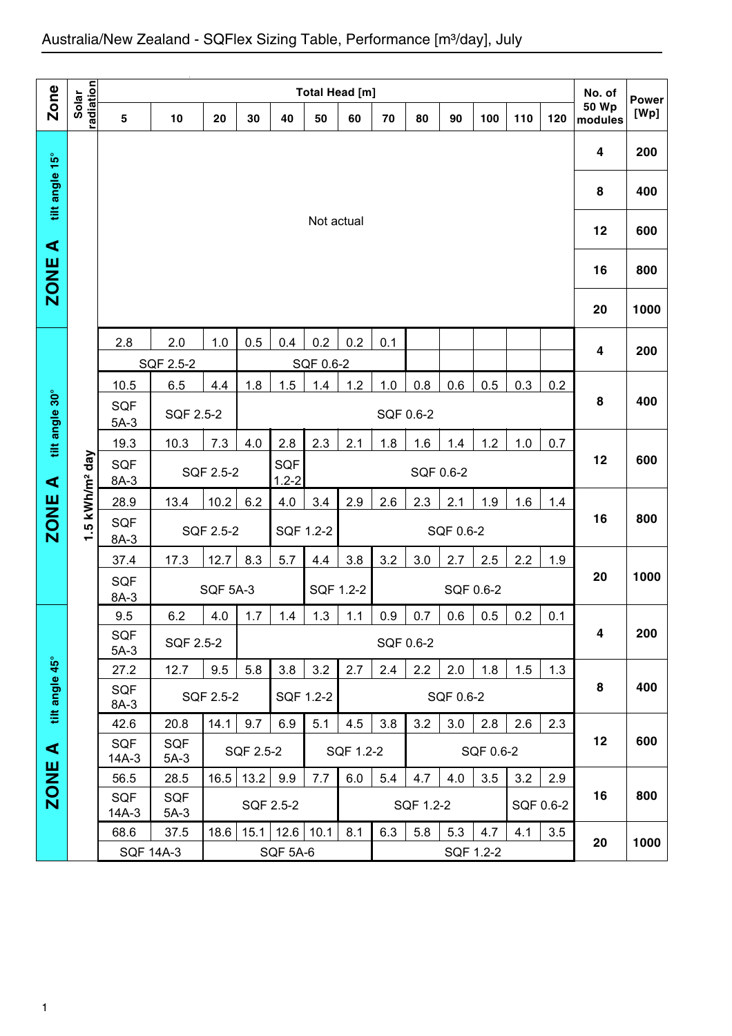# Australia/New Zealand - SQFlex Sizing Table, Performance [m³/day], July

| Zone | Solar radiation | 5 | 10 | 20 | 30 | 40 | 50 | 60 | 70 | 80 | 90 | 100 | 110 | 120 | No. of 50 Wp modules | Power [Wp] |
|---|---|---|---|---|---|---|---|---|---|---|---|---|---|---|---|---|
| | | Total Head [m] | | | | | | | | | | | | | | |
| ZONE A tilt angle 15° | | Not actual | | | | | | | | | | | | | 4 | 200 |
| | | | | | | | | | | | | | | | 8 | 400 |
| | | | | | | | | | | | | | | | 12 | 600 |
| | | | | | | | | | | | | | | | 16 | 800 |
| | | | | | | | | | | | | | | | 20 | 1000 |
| ZONE A tilt angle 30° | 1.5 kWh/m² day | 2.8 | 2.0 | 1.0 | 0.5 | 0.4 | 0.2 | 0.2 | 0.1 | | | | | | 4 | 200 |
| | | SQF 2.5-2 | | | SQF 0.6-2 | | | | | | | | | | | |
| | | 10.5 | 6.5 | 4.4 | 1.8 | 1.5 | 1.4 | 1.2 | 1.0 | 0.8 | 0.6 | 0.5 | 0.3 | 0.2 | 8 | 400 |
| | | SQF 5A-3 | SQF 2.5-2 | | SQF 0.6-2 | | | | | | | | | | | |
| | | 19.3 | 10.3 | 7.3 | 4.0 | 2.8 | 2.3 | 2.1 | 1.8 | 1.6 | 1.4 | 1.2 | 1.0 | 0.7 | 12 | 600 |
| | | SQF 8A-3 | SQF 2.5-2 | | | SQF 1.2-2 | SQF 0.6-2 | | | | | | | | | |
| | | 28.9 | 13.4 | 10.2 | 6.2 | 4.0 | 3.4 | 2.9 | 2.6 | 2.3 | 2.1 | 1.9 | 1.6 | 1.4 | 16 | 800 |
| | | SQF 8A-3 | SQF 2.5-2 | | | SQF 1.2-2 | | SQF 0.6-2 | | | | | | | | |
| | | 37.4 | 17.3 | 12.7 | 8.3 | 5.7 | 4.4 | 3.8 | 3.2 | 3.0 | 2.7 | 2.5 | 2.2 | 1.9 | 20 | 1000 |
| | | SQF 8A-3 | SQF 5A-3 | | | | SQF 1.2-2 | | SQF 0.6-2 | | | | | | | |
| ZONE A tilt angle 45° | | 9.5 | 6.2 | 4.0 | 1.7 | 1.4 | 1.3 | 1.1 | 0.9 | 0.7 | 0.6 | 0.5 | 0.2 | 0.1 | 4 | 200 |
| | | SQF 5A-3 | SQF 2.5-2 | | SQF 0.6-2 | | | | | | | | | | | |
| | | 27.2 | 12.7 | 9.5 | 5.8 | 3.8 | 3.2 | 2.7 | 2.4 | 2.2 | 2.0 | 1.8 | 1.5 | 1.3 | 8 | 400 |
| | | SQF 8A-3 | SQF 2.5-2 | | | SQF 1.2-2 | | SQF 0.6-2 | | | | | | | | |
| | | 42.6 | 20.8 | 14.1 | 9.7 | 6.9 | 5.1 | 4.5 | 3.8 | 3.2 | 3.0 | 2.8 | 2.6 | 2.3 | 12 | 600 |
| | | SQF 14A-3 | SQF 5A-3 | SQF 2.5-2 | | | SQF 1.2-2 | | | SQF 0.6-2 | | | | | | |
| | | 56.5 | 28.5 | 16.5 | 13.2 | 9.9 | 7.7 | 6.0 | 5.4 | 4.7 | 4.0 | 3.5 | 3.2 | 2.9 | 16 | 800 |
| | | SQF 14A-3 | SQF 5A-3 | SQF 2.5-2 | | | | SQF 1.2-2 | | | | | SQF 0.6-2 | | | |
| | | 68.6 | 37.5 | 18.6 | 15.1 | 12.6 | 10.1 | 8.1 | 6.3 | 5.8 | 5.3 | 4.7 | 4.1 | 3.5 | 20 | 1000 |
| | | SQF 14A-3 | | SQF 5A-6 | | | | | SQF 1.2-2 | | | | | | | |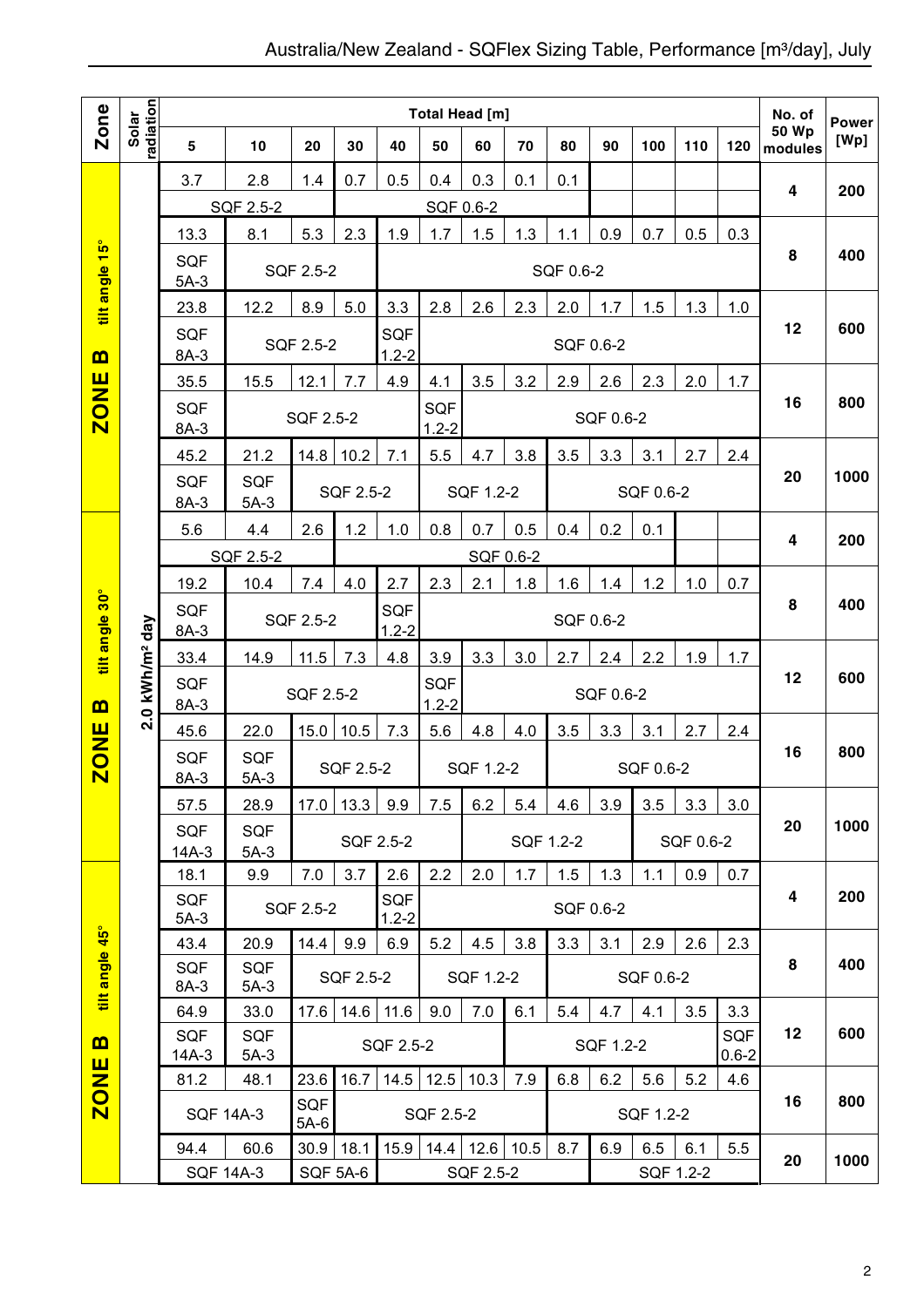# Australia/New Zealand - SQFlex Sizing Table, Performance [m³/day], July

| Zone | Solar radiation | Total Head [m] 5 | 10 | 20 | 30 | 40 | 50 | 60 | 70 | 80 | 90 | 100 | 110 | 120 | No. of 50 Wp modules | Power [Wp] |
|---|---|---|---|---|---|---|---|---|---|---|---|---|---|---|---|---|
| ZONE B tilt angle 15° | 2.0 kWh/m² day | 3.7 | 2.8 | 1.4 | 0.7 | 0.5 | 0.4 | 0.3 | 0.1 | 0.1 | | | | | 4 | 200 |
| | | SQF 2.5-2 | | | SQF 0.6-2 | | | | | | | | | | | |
| | | 13.3 | 8.1 | 5.3 | 2.3 | 1.9 | 1.7 | 1.5 | 1.3 | 1.1 | 0.9 | 0.7 | 0.5 | 0.3 | 8 | 400 |
| | | SQF 5A-3 | SQF 2.5-2 | | | SQF 0.6-2 | | | | | | | | | | |
| | | 23.8 | 12.2 | 8.9 | 5.0 | 3.3 | 2.8 | 2.6 | 2.3 | 2.0 | 1.7 | 1.5 | 1.3 | 1.0 | 12 | 600 |
| | | SQF 8A-3 | SQF 2.5-2 | | | SQF 1.2-2 | SQF 0.6-2 | | | | | | | | | |
| | | 35.5 | 15.5 | 12.1 | 7.7 | 4.9 | 4.1 | 3.5 | 3.2 | 2.9 | 2.6 | 2.3 | 2.0 | 1.7 | 16 | 800 |
| | | SQF 8A-3 | SQF 2.5-2 | | | | SQF 1.2-2 | SQF 0.6-2 | | | | | | | | |
| | | 45.2 | 21.2 | 14.8 | 10.2 | 7.1 | 5.5 | 4.7 | 3.8 | 3.5 | 3.3 | 3.1 | 2.7 | 2.4 | 20 | 1000 |
| | | SQF 8A-3 | SQF 5A-3 | SQF 2.5-2 | | | SQF 1.2-2 | | | SQF 0.6-2 | | | | | | |
| ZONE B tilt angle 30° | 2.0 kWh/m² day | 5.6 | 4.4 | 2.6 | 1.2 | 1.0 | 0.8 | 0.7 | 0.5 | 0.4 | 0.2 | 0.1 | | | 4 | 200 |
| | | SQF 2.5-2 | | | SQF 0.6-2 | | | | | | | | | | | |
| | | 19.2 | 10.4 | 7.4 | 4.0 | 2.7 | 2.3 | 2.1 | 1.8 | 1.6 | 1.4 | 1.2 | 1.0 | 0.7 | 8 | 400 |
| | | SQF 8A-3 | SQF 2.5-2 | | | SQF 1.2-2 | SQF 0.6-2 | | | | | | | | | |
| | | 33.4 | 14.9 | 11.5 | 7.3 | 4.8 | 3.9 | 3.3 | 3.0 | 2.7 | 2.4 | 2.2 | 1.9 | 1.7 | 12 | 600 |
| | | SQF 8A-3 | SQF 2.5-2 | | | | SQF 1.2-2 | SQF 0.6-2 | | | | | | | | |
| | | 45.6 | 22.0 | 15.0 | 10.5 | 7.3 | 5.6 | 4.8 | 4.0 | 3.5 | 3.3 | 3.1 | 2.7 | 2.4 | 16 | 800 |
| | | SQF 8A-3 | SQF 5A-3 | SQF 2.5-2 | | | SQF 1.2-2 | | | SQF 0.6-2 | | | | | | |
| | | 57.5 | 28.9 | 17.0 | 13.3 | 9.9 | 7.5 | 6.2 | 5.4 | 4.6 | 3.9 | 3.5 | 3.3 | 3.0 | 20 | 1000 |
| | | SQF 14A-3 | SQF 5A-3 | SQF 2.5-2 | | | | SQF 1.2-2 | | | | SQF 0.6-2 | | | | |
| ZONE B tilt angle 45° | 2.0 kWh/m² day | 18.1 | 9.9 | 7.0 | 3.7 | 2.6 | 2.2 | 2.0 | 1.7 | 1.5 | 1.3 | 1.1 | 0.9 | 0.7 | 4 | 200 |
| | | SQF 5A-3 | SQF 2.5-2 | | | SQF 1.2-2 | SQF 0.6-2 | | | | | | | | | |
| | | 43.4 | 20.9 | 14.4 | 9.9 | 6.9 | 5.2 | 4.5 | 3.8 | 3.3 | 3.1 | 2.9 | 2.6 | 2.3 | 8 | 400 |
| | | SQF 8A-3 | SQF 5A-3 | SQF 2.5-2 | | | SQF 1.2-2 | | | SQF 0.6-2 | | | | | | |
| | | 64.9 | 33.0 | 17.6 | 14.6 | 11.6 | 9.0 | 7.0 | 6.1 | 5.4 | 4.7 | 4.1 | 3.5 | 3.3 | 12 | 600 |
| | | SQF 14A-3 | SQF 5A-3 | SQF 2.5-2 | | | | | SQF 1.2-2 | | | | | SQF 0.6-2 | | |
| | | 81.2 | 48.1 | 23.6 | 16.7 | 14.5 | 12.5 | 10.3 | 7.9 | 6.8 | 6.2 | 5.6 | 5.2 | 4.6 | 16 | 800 |
| | | SQF 14A-3 | | SQF 5A-6 | SQF 2.5-2 | | | | | SQF 1.2-2 | | | | | | |
| | | 94.4 | 60.6 | 30.9 | 18.1 | 15.9 | 14.4 | 12.6 | 10.5 | 8.7 | 6.9 | 6.5 | 6.1 | 5.5 | 20 | 1000 |
| | | SQF 14A-3 | | SQF 5A-6 | | SQF 2.5-2 | | | | | SQF 1.2-2 | | | | | |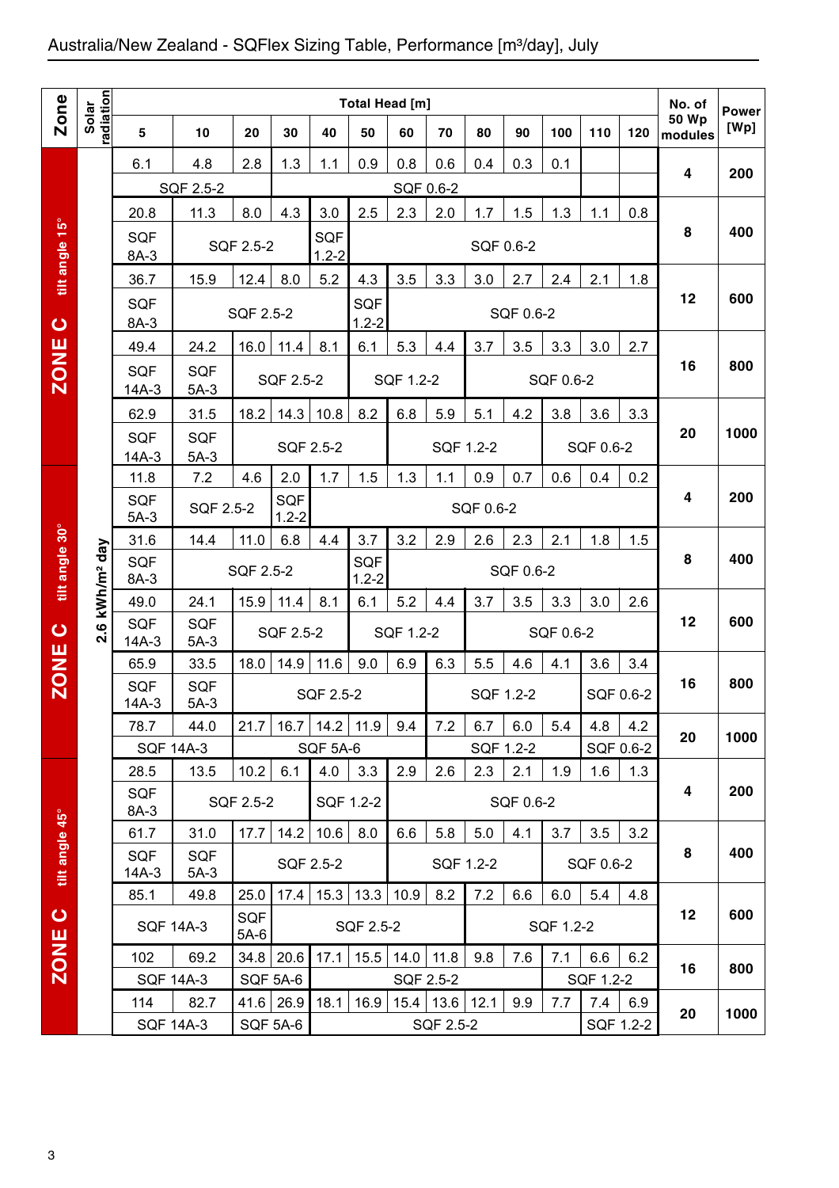# Australia/New Zealand - SQFlex Sizing Table, Performance [m³/day], July

| Zone | Solar radiation | 5 | 10 | 20 | 30 | 40 | 50 | 60 | 70 | 80 | 90 | 100 | 110 | 120 | No. of 50 Wp modules | Power [Wp] |
|---|---|---|---|---|---|---|---|---|---|---|---|---|---|---|---|---|
| ZONE C tilt angle 15° | 2.6 kWh/m² day | 6.1 | 4.8 | 2.8 | 1.3 | 1.1 | 0.9 | 0.8 | 0.6 | 0.4 | 0.3 | 0.1 | | | 4 | 200 |
| | | SQF 2.5-2 | | | SQF 0.6-2 | | | | | | | | | | | |
| | | 20.8 | 11.3 | 8.0 | 4.3 | 3.0 | 2.5 | 2.3 | 2.0 | 1.7 | 1.5 | 1.3 | 1.1 | 0.8 | 8 | 400 |
| | | SQF 8A-3 | SQF 2.5-2 | | | SQF 1.2-2 | SQF 0.6-2 | | | | | | | | | |
| | | 36.7 | 15.9 | 12.4 | 8.0 | 5.2 | 4.3 | 3.5 | 3.3 | 3.0 | 2.7 | 2.4 | 2.1 | 1.8 | 12 | 600 |
| | | SQF 8A-3 | SQF 2.5-2 | | | | SQF 1.2-2 | SQF 0.6-2 | | | | | | | | |
| | | 49.4 | 24.2 | 16.0 | 11.4 | 8.1 | 6.1 | 5.3 | 4.4 | 3.7 | 3.5 | 3.3 | 3.0 | 2.7 | 16 | 800 |
| | | SQF 14A-3 | SQF 5A-3 | SQF 2.5-2 | | | SQF 1.2-2 | | | SQF 0.6-2 | | | | | | |
| | | 62.9 | 31.5 | 18.2 | 14.3 | 10.8 | 8.2 | 6.8 | 5.9 | 5.1 | 4.2 | 3.8 | 3.6 | 3.3 | 20 | 1000 |
| | | SQF 14A-3 | SQF 5A-3 | SQF 2.5-2 | | | | SQF 1.2-2 | | | | SQF 0.6-2 | | | | |
| ZONE C tilt angle 30° | | 11.8 | 7.2 | 4.6 | 2.0 | 1.7 | 1.5 | 1.3 | 1.1 | 0.9 | 0.7 | 0.6 | 0.4 | 0.2 | 4 | 200 |
| | | SQF 5A-3 | SQF 2.5-2 | | SQF 1.2-2 | SQF 0.6-2 | | | | | | | | | | |
| | | 31.6 | 14.4 | 11.0 | 6.8 | 4.4 | 3.7 | 3.2 | 2.9 | 2.6 | 2.3 | 2.1 | 1.8 | 1.5 | 8 | 400 |
| | | SQF 8A-3 | SQF 2.5-2 | | | | SQF 1.2-2 | SQF 0.6-2 | | | | | | | | |
| | | 49.0 | 24.1 | 15.9 | 11.4 | 8.1 | 6.1 | 5.2 | 4.4 | 3.7 | 3.5 | 3.3 | 3.0 | 2.6 | 12 | 600 |
| | | SQF 14A-3 | SQF 5A-3 | SQF 2.5-2 | | | SQF 1.2-2 | | | SQF 0.6-2 | | | | | | |
| | | 65.9 | 33.5 | 18.0 | 14.9 | 11.6 | 9.0 | 6.9 | 6.3 | 5.5 | 4.6 | 4.1 | 3.6 | 3.4 | 16 | 800 |
| | | SQF 14A-3 | SQF 5A-3 | SQF 2.5-2 | | | | | SQF 1.2-2 | | | | SQF 0.6-2 | | | |
| | | 78.7 | 44.0 | 21.7 | 16.7 | 14.2 | 11.9 | 9.4 | 7.2 | 6.7 | 6.0 | 5.4 | 4.8 | 4.2 | 20 | 1000 |
| | | SQF 14A-3 | | SQF 5A-6 | | | | | SQF 1.2-2 | | | | SQF 0.6-2 | | | |
| ZONE C tilt angle 45° | | 28.5 | 13.5 | 10.2 | 6.1 | 4.0 | 3.3 | 2.9 | 2.6 | 2.3 | 2.1 | 1.9 | 1.6 | 1.3 | 4 | 200 |
| | | SQF 8A-3 | SQF 2.5-2 | | | SQF 1.2-2 | | SQF 0.6-2 | | | | | | | | |
| | | 61.7 | 31.0 | 17.7 | 14.2 | 10.6 | 8.0 | 6.6 | 5.8 | 5.0 | 4.1 | 3.7 | 3.5 | 3.2 | 8 | 400 |
| | | SQF 14A-3 | SQF 5A-3 | SQF 2.5-2 | | | | SQF 1.2-2 | | | | SQF 0.6-2 | | | | |
| | | 85.1 | 49.8 | 25.0 | 17.4 | 15.3 | 13.3 | 10.9 | 8.2 | 7.2 | 6.6 | 6.0 | 5.4 | 4.8 | 12 | 600 |
| | | SQF 14A-3 | | SQF 5A-6 | SQF 2.5-2 | | | | | SQF 1.2-2 | | | | | | |
| | | 102 | 69.2 | 34.8 | 20.6 | 17.1 | 15.5 | 14.0 | 11.8 | 9.8 | 7.6 | 7.1 | 6.6 | 6.2 | 16 | 800 |
| | | SQF 14A-3 | | SQF 5A-6 | | SQF 2.5-2 | | | | | | SQF 1.2-2 | | | | |
| | | 114 | 82.7 | 41.6 | 26.9 | 18.1 | 16.9 | 15.4 | 13.6 | 12.1 | 9.9 | 7.7 | 7.4 | 6.9 | 20 | 1000 |
| | | SQF 14A-3 | | SQF 5A-6 | | SQF 2.5-2 | | | | | | | SQF 1.2-2 | | | |

Total Head [m]: 5–120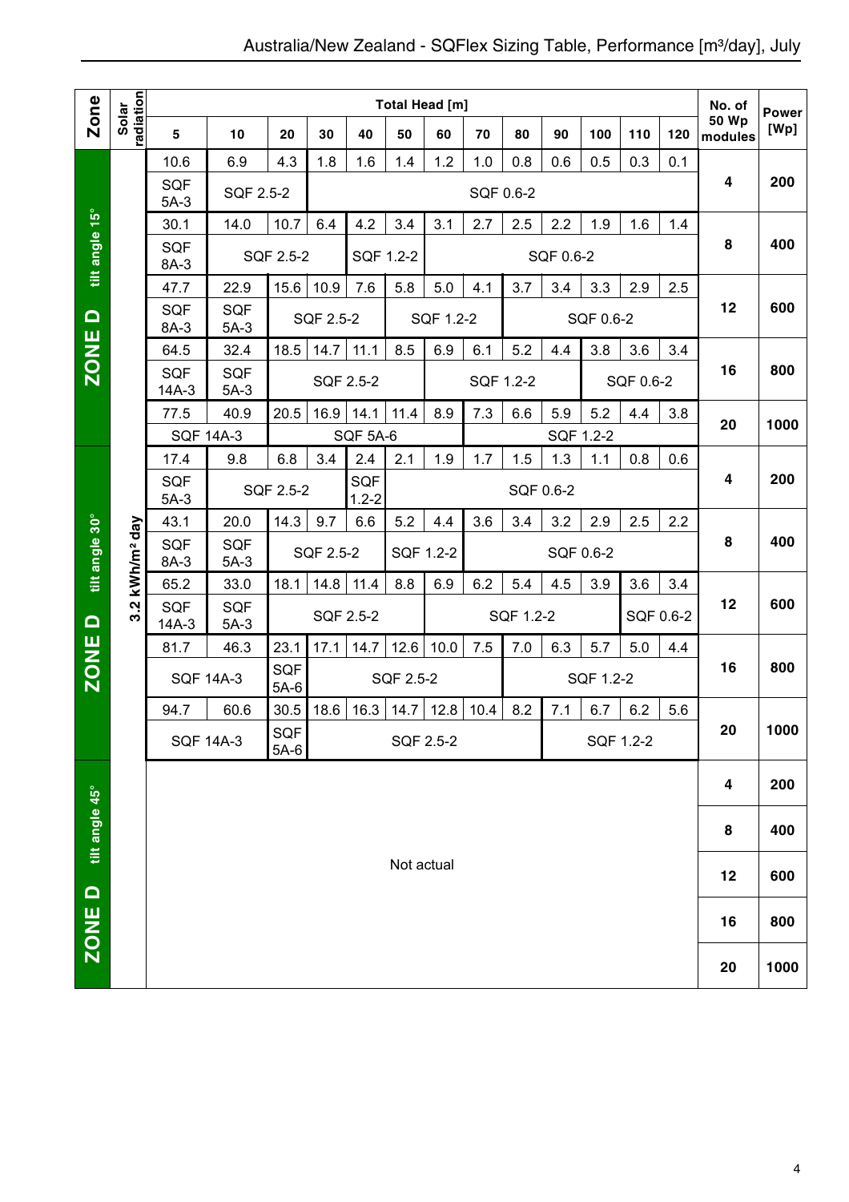# Australia/New Zealand - SQFlex Sizing Table, Performance [m³/day], July

| Zone | Solar radiation | 5 | 10 | 20 | 30 | 40 | 50 | 60 | 70 | 80 | 90 | 100 | 110 | 120 | No. of 50 Wp modules | Power [Wp] |
|---|---|---|---|---|---|---|---|---|---|---|---|---|---|---|---|---|
| ZONE D tilt angle 15° | 3.2 kWh/m² day | 10.6 | 6.9 | 4.3 | 1.8 | 1.6 | 1.4 | 1.2 | 1.0 | 0.8 | 0.6 | 0.5 | 0.3 | 0.1 | 4 | 200 |
| | | SQF 5A-3 | SQF 2.5-2 | SQF 0.6-2 | | | | | | | | | | | | |
| | | 30.1 | 14.0 | 10.7 | 6.4 | 4.2 | 3.4 | 3.1 | 2.7 | 2.5 | 2.2 | 1.9 | 1.6 | 1.4 | 8 | 400 |
| | | SQF 8A-3 | SQF 2.5-2 | | SQF 1.2-2 | | SQF 0.6-2 | | | | | | | | | |
| | | 47.7 | 22.9 | 15.6 | 10.9 | 7.6 | 5.8 | 5.0 | 4.1 | 3.7 | 3.4 | 3.3 | 2.9 | 2.5 | 12 | 600 |
| | | SQF 8A-3 | SQF 5A-3 | SQF 2.5-2 | | | SQF 1.2-2 | | | SQF 0.6-2 | | | | | | |
| | | 64.5 | 32.4 | 18.5 | 14.7 | 11.1 | 8.5 | 6.9 | 6.1 | 5.2 | 4.4 | 3.8 | 3.6 | 3.4 | 16 | 800 |
| | | SQF 14A-3 | SQF 5A-3 | SQF 2.5-2 | | | | SQF 1.2-2 | | | | SQF 0.6-2 | | | | |
| | | 77.5 | 40.9 | 20.5 | 16.9 | 14.1 | 11.4 | 8.9 | 7.3 | 6.6 | 5.9 | 5.2 | 4.4 | 3.8 | 20 | 1000 |
| | | SQF 14A-3 | | SQF 5A-6 | | | | | SQF 1.2-2 | | | | | | | |
| ZONE D tilt angle 30° | 3.2 kWh/m² day | 17.4 | 9.8 | 6.8 | 3.4 | 2.4 | 2.1 | 1.9 | 1.7 | 1.5 | 1.3 | 1.1 | 0.8 | 0.6 | 4 | 200 |
| | | SQF 5A-3 | SQF 2.5-2 | | | SQF 1.2-2 | SQF 0.6-2 | | | | | | | | | |
| | | 43.1 | 20.0 | 14.3 | 9.7 | 6.6 | 5.2 | 4.4 | 3.6 | 3.4 | 3.2 | 2.9 | 2.5 | 2.2 | 8 | 400 |
| | | SQF 8A-3 | SQF 5A-3 | SQF 2.5-2 | | | SQF 1.2-2 | | SQF 0.6-2 | | | | | | | |
| | | 65.2 | 33.0 | 18.1 | 14.8 | 11.4 | 8.8 | 6.9 | 6.2 | 5.4 | 4.5 | 3.9 | 3.6 | 3.4 | 12 | 600 |
| | | SQF 14A-3 | SQF 5A-3 | SQF 2.5-2 | | | | SQF 1.2-2 | | | | | SQF 0.6-2 | | | |
| | | 81.7 | 46.3 | 23.1 | 17.1 | 14.7 | 12.6 | 10.0 | 7.5 | 7.0 | 6.3 | 5.7 | 5.0 | 4.4 | 16 | 800 |
| | | SQF 14A-3 | | SQF 5A-6 | SQF 2.5-2 | | | | | SQF 1.2-2 | | | | | | |
| | | 94.7 | 60.6 | 30.5 | 18.6 | 16.3 | 14.7 | 12.8 | 10.4 | 8.2 | 7.1 | 6.7 | 6.2 | 5.6 | 20 | 1000 |
| | | SQF 14A-3 | | SQF 5A-6 | SQF 2.5-2 | | | | | | SQF 1.2-2 | | | | | |
| ZONE D tilt angle 45° | | Not actual | | | | | | | | | | | | | 4 | 200 |
| | | | | | | | | | | | | | | | 8 | 400 |
| | | | | | | | | | | | | | | | 12 | 600 |
| | | | | | | | | | | | | | | | 16 | 800 |
| | | | | | | | | | | | | | | | 20 | 1000 |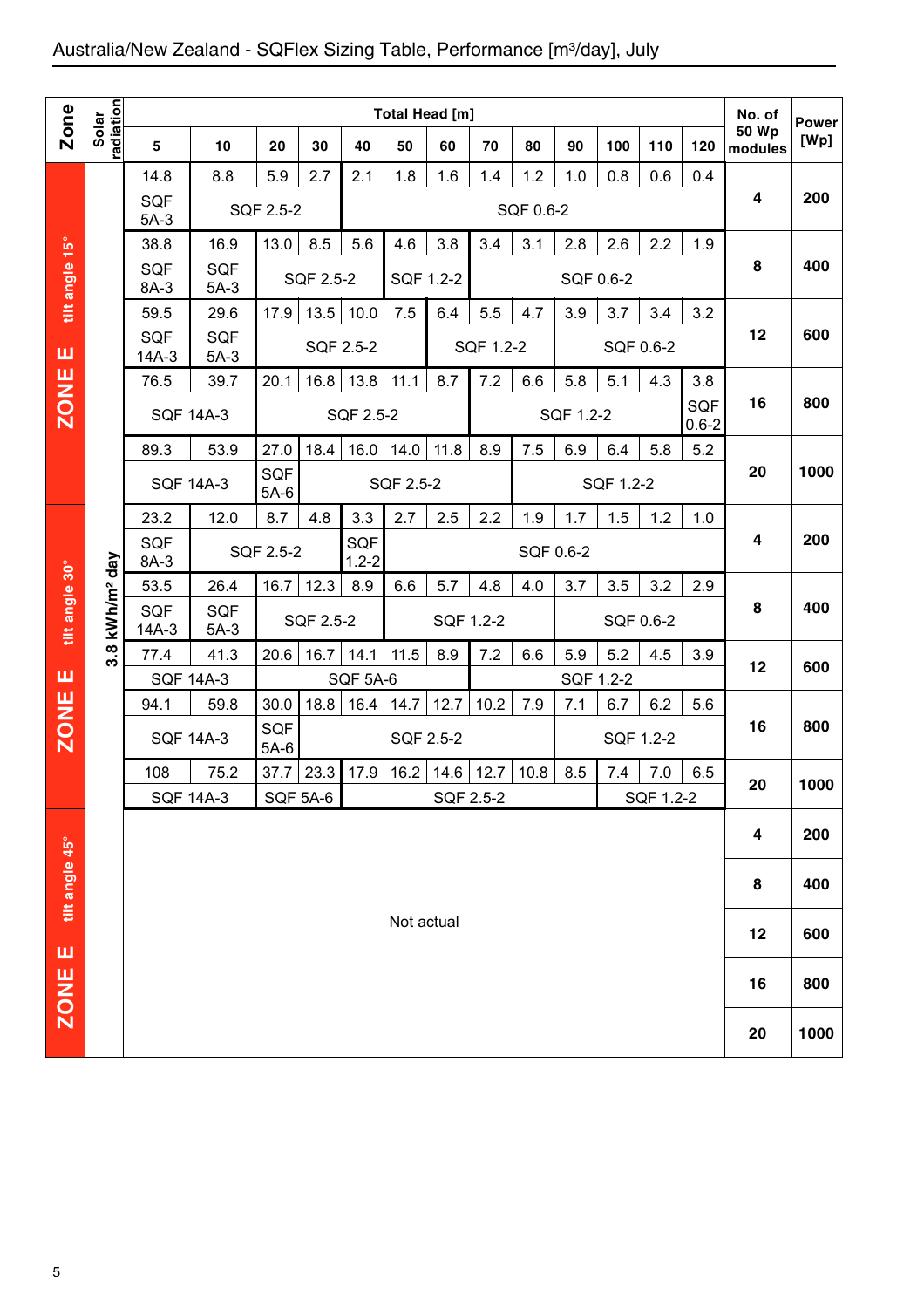## Australia/New Zealand - SQFlex Sizing Table, Performance [m³/day], July

| Zone | Solar radiation | Total Head [m] 5 | 10 | 20 | 30 | 40 | 50 | 60 | 70 | 80 | 90 | 100 | 110 | 120 | No. of 50 Wp modules | Power [Wp] |
|---|---|---|---|---|---|---|---|---|---|---|---|---|---|---|---|---|
| ZONE E tilt angle 15° | 3.8 kWh/m² day | 14.8 | 8.8 | 5.9 | 2.7 | 2.1 | 1.8 | 1.6 | 1.4 | 1.2 | 1.0 | 0.8 | 0.6 | 0.4 | 4 | 200 |
| | | SQF 5A-3 | SQF 2.5-2 | | | SQF 0.6-2 | | | | | | | | | | |
| | | 38.8 | 16.9 | 13.0 | 8.5 | 5.6 | 4.6 | 3.8 | 3.4 | 3.1 | 2.8 | 2.6 | 2.2 | 1.9 | 8 | 400 |
| | | SQF 8A-3 | SQF 5A-3 | SQF 2.5-2 | | | SQF 1.2-2 | | SQF 0.6-2 | | | | | | | |
| | | 59.5 | 29.6 | 17.9 | 13.5 | 10.0 | 7.5 | 6.4 | 5.5 | 4.7 | 3.9 | 3.7 | 3.4 | 3.2 | 12 | 600 |
| | | SQF 14A-3 | SQF 5A-3 | SQF 2.5-2 | | | | SQF 1.2-2 | | | SQF 0.6-2 | | | | | |
| | | 76.5 | 39.7 | 20.1 | 16.8 | 13.8 | 11.1 | 8.7 | 7.2 | 6.6 | 5.8 | 5.1 | 4.3 | 3.8 | 16 | 800 |
| | | SQF 14A-3 | | SQF 2.5-2 | | | | | SQF 1.2-2 | | | | | SQF 0.6-2 | | |
| | | 89.3 | 53.9 | 27.0 | 18.4 | 16.0 | 14.0 | 11.8 | 8.9 | 7.5 | 6.9 | 6.4 | 5.8 | 5.2 | 20 | 1000 |
| | | SQF 14A-3 | | SQF 5A-6 | SQF 2.5-2 | | | | | SQF 1.2-2 | | | | | | |
| ZONE E tilt angle 30° | | 23.2 | 12.0 | 8.7 | 4.8 | 3.3 | 2.7 | 2.5 | 2.2 | 1.9 | 1.7 | 1.5 | 1.2 | 1.0 | 4 | 200 |
| | | SQF 8A-3 | SQF 2.5-2 | | | SQF 1.2-2 | SQF 0.6-2 | | | | | | | | | |
| | | 53.5 | 26.4 | 16.7 | 12.3 | 8.9 | 6.6 | 5.7 | 4.8 | 4.0 | 3.7 | 3.5 | 3.2 | 2.9 | 8 | 400 |
| | | SQF 14A-3 | SQF 5A-3 | SQF 2.5-2 | | | SQF 1.2-2 | | | SQF 0.6-2 | | | | | | |
| | | 77.4 | 41.3 | 20.6 | 16.7 | 14.1 | 11.5 | 8.9 | 7.2 | 6.6 | 5.9 | 5.2 | 4.5 | 3.9 | 12 | 600 |
| | | SQF 14A-3 | | SQF 5A-6 | | | | | SQF 1.2-2 | | | | | | | |
| | | 94.1 | 59.8 | 30.0 | 18.8 | 16.4 | 14.7 | 12.7 | 10.2 | 7.9 | 7.1 | 6.7 | 6.2 | 5.6 | 16 | 800 |
| | | SQF 14A-3 | | SQF 5A-6 | SQF 2.5-2 | | | | | SQF 1.2-2 | | | | | | |
| | | 108 | 75.2 | 37.7 | 23.3 | 17.9 | 16.2 | 14.6 | 12.7 | 10.8 | 8.5 | 7.4 | 7.0 | 6.5 | 20 | 1000 |
| | | SQF 14A-3 | | SQF 5A-6 | | SQF 2.5-2 | | | | | | SQF 1.2-2 | | | | |
| ZONE E tilt angle 45° | | Not actual | | | | | | | | | | | | | 4 | 200 |
| | | | | | | | | | | | | | | | 8 | 400 |
| | | | | | | | | | | | | | | | 12 | 600 |
| | | | | | | | | | | | | | | | 16 | 800 |
| | | | | | | | | | | | | | | | 20 | 1000 |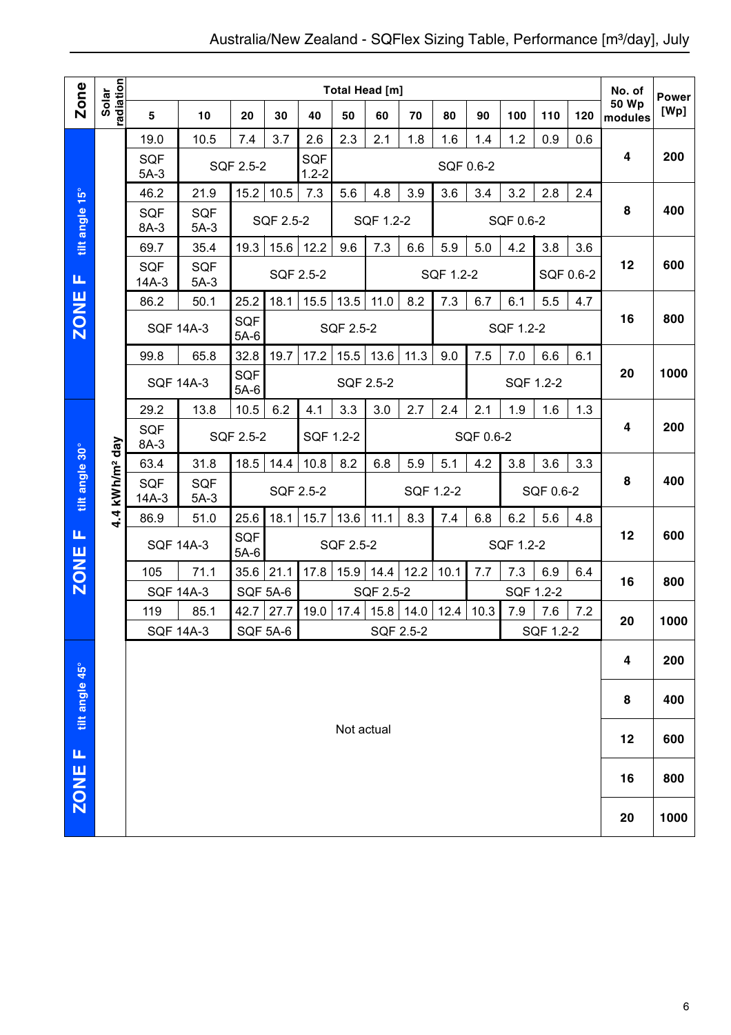# Australia/New Zealand - SQFlex Sizing Table, Performance [m³/day], July

| Zone | Solar radiation | Total Head [m] 5 | 10 | 20 | 30 | 40 | 50 | 60 | 70 | 80 | 90 | 100 | 110 | 120 | No. of 50 Wp modules | Power [Wp] |
|---|---|---|---|---|---|---|---|---|---|---|---|---|---|---|---|---|
| ZONE F tilt angle 15° | 4.4 kWh/m² day | 19.0 | 10.5 | 7.4 | 3.7 | 2.6 | 2.3 | 2.1 | 1.8 | 1.6 | 1.4 | 1.2 | 0.9 | 0.6 | 4 | 200 |
| | | SQF 5A-3 | SQF 2.5-2 | | | SQF 1.2-2 | SQF 0.6-2 | | | | | | | | | |
| | | 46.2 | 21.9 | 15.2 | 10.5 | 7.3 | 5.6 | 4.8 | 3.9 | 3.6 | 3.4 | 3.2 | 2.8 | 2.4 | 8 | 400 |
| | | SQF 8A-3 | SQF 5A-3 | SQF 2.5-2 | | | SQF 1.2-2 | | | SQF 0.6-2 | | | | | | |
| | | 69.7 | 35.4 | 19.3 | 15.6 | 12.2 | 9.6 | 7.3 | 6.6 | 5.9 | 5.0 | 4.2 | 3.8 | 3.6 | 12 | 600 |
| | | SQF 14A-3 | SQF 5A-3 | SQF 2.5-2 | | | | SQF 1.2-2 | | | | | SQF 0.6-2 | | | |
| | | 86.2 | 50.1 | 25.2 | 18.1 | 15.5 | 13.5 | 11.0 | 8.2 | 7.3 | 6.7 | 6.1 | 5.5 | 4.7 | 16 | 800 |
| | | SQF 14A-3 | | SQF 5A-6 | SQF 2.5-2 | | | | | SQF 1.2-2 | | | | | | |
| | | 99.8 | 65.8 | 32.8 | 19.7 | 17.2 | 15.5 | 13.6 | 11.3 | 9.0 | 7.5 | 7.0 | 6.6 | 6.1 | 20 | 1000 |
| | | SQF 14A-3 | | SQF 5A-6 | SQF 2.5-2 | | | | | | SQF 1.2-2 | | | | | |
| ZONE F tilt angle 30° | 4.4 kWh/m² day | 29.2 | 13.8 | 10.5 | 6.2 | 4.1 | 3.3 | 3.0 | 2.7 | 2.4 | 2.1 | 1.9 | 1.6 | 1.3 | 4 | 200 |
| | | SQF 8A-3 | SQF 2.5-2 | | | SQF 1.2-2 | | SQF 0.6-2 | | | | | | | | |
| | | 63.4 | 31.8 | 18.5 | 14.4 | 10.8 | 8.2 | 6.8 | 5.9 | 5.1 | 4.2 | 3.8 | 3.6 | 3.3 | 8 | 400 |
| | | SQF 14A-3 | SQF 5A-3 | SQF 2.5-2 | | | | SQF 1.2-2 | | | | SQF 0.6-2 | | | | |
| | | 86.9 | 51.0 | 25.6 | 18.1 | 15.7 | 13.6 | 11.1 | 8.3 | 7.4 | 6.8 | 6.2 | 5.6 | 4.8 | 12 | 600 |
| | | SQF 14A-3 | | SQF 5A-6 | SQF 2.5-2 | | | | | SQF 1.2-2 | | | | | | |
| | | 105 | 71.1 | 35.6 | 21.1 | 17.8 | 15.9 | 14.4 | 12.2 | 10.1 | 7.7 | 7.3 | 6.9 | 6.4 | 16 | 800 |
| | | SQF 14A-3 | | SQF 5A-6 | | SQF 2.5-2 | | | | | SQF 1.2-2 | | | | | |
| | | 119 | 85.1 | 42.7 | 27.7 | 19.0 | 17.4 | 15.8 | 14.0 | 12.4 | 10.3 | 7.9 | 7.6 | 7.2 | 20 | 1000 |
| | | SQF 14A-3 | | SQF 5A-6 | | SQF 2.5-2 | | | | | | SQF 1.2-2 | | | | |
| ZONE F tilt angle 45° | | Not actual | | | | | | | | | | | | | 4 | 200 |
| | | | | | | | | | | | | | | | 8 | 400 |
| | | | | | | | | | | | | | | | 12 | 600 |
| | | | | | | | | | | | | | | | 16 | 800 |
| | | | | | | | | | | | | | | | 20 | 1000 |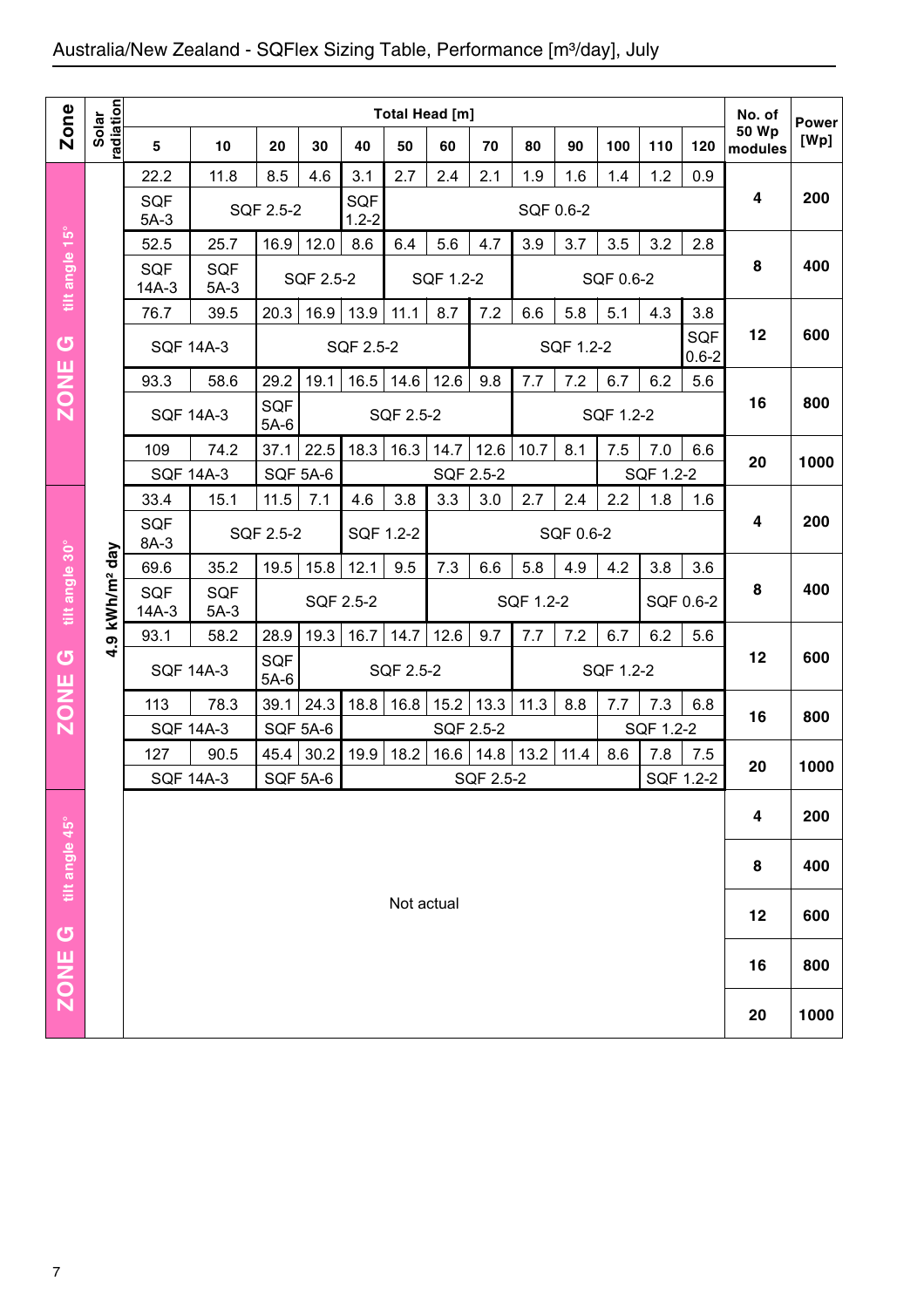## Australia/New Zealand - SQFlex Sizing Table, Performance [m³/day], July

| Zone | Solar radiation | Total Head [m] | | | | | | | | | | | | | No. of 50 Wp modules | Power [Wp] |
|---|---|---|---|---|---|---|---|---|---|---|---|---|---|---|---|---|
| | | 5 | 10 | 20 | 30 | 40 | 50 | 60 | 70 | 80 | 90 | 100 | 110 | 120 | | |
| ZONE G tilt angle 15° | 4.9 kWh/m² day | 22.2 | 11.8 | 8.5 | 4.6 | 3.1 | 2.7 | 2.4 | 2.1 | 1.9 | 1.6 | 1.4 | 1.2 | 0.9 | 4 | 200 |
| | | SQF 5A-3 | SQF 2.5-2 | | | SQF 1.2-2 | SQF 0.6-2 | | | | | | | | | |
| | | 52.5 | 25.7 | 16.9 | 12.0 | 8.6 | 6.4 | 5.6 | 4.7 | 3.9 | 3.7 | 3.5 | 3.2 | 2.8 | 8 | 400 |
| | | SQF 14A-3 | SQF 5A-3 | SQF 2.5-2 | | | SQF 1.2-2 | | | SQF 0.6-2 | | | | | | |
| | | 76.7 | 39.5 | 20.3 | 16.9 | 13.9 | 11.1 | 8.7 | 7.2 | 6.6 | 5.8 | 5.1 | 4.3 | 3.8 | 12 | 600 |
| | | SQF 14A-3 | | SQF 2.5-2 | | | | | SQF 1.2-2 | | | | | SQF 0.6-2 | | |
| | | 93.3 | 58.6 | 29.2 | 19.1 | 16.5 | 14.6 | 12.6 | 9.8 | 7.7 | 7.2 | 6.7 | 6.2 | 5.6 | 16 | 800 |
| | | SQF 14A-3 | | SQF 5A-6 | SQF 2.5-2 | | | | | SQF 1.2-2 | | | | | | |
| | | 109 | 74.2 | 37.1 | 22.5 | 18.3 | 16.3 | 14.7 | 12.6 | 10.7 | 8.1 | 7.5 | 7.0 | 6.6 | 20 | 1000 |
| | | SQF 14A-3 | | SQF 5A-6 | | SQF 2.5-2 | | | | | | SQF 1.2-2 | | | | |
| ZONE G tilt angle 30° | | 33.4 | 15.1 | 11.5 | 7.1 | 4.6 | 3.8 | 3.3 | 3.0 | 2.7 | 2.4 | 2.2 | 1.8 | 1.6 | 4 | 200 |
| | | SQF 8A-3 | SQF 2.5-2 | | | SQF 1.2-2 | | SQF 0.6-2 | | | | | | | | |
| | | 69.6 | 35.2 | 19.5 | 15.8 | 12.1 | 9.5 | 7.3 | 6.6 | 5.8 | 4.9 | 4.2 | 3.8 | 3.6 | 8 | 400 |
| | | SQF 14A-3 | SQF 5A-3 | SQF 2.5-2 | | | | SQF 1.2-2 | | | | | SQF 0.6-2 | | | |
| | | 93.1 | 58.2 | 28.9 | 19.3 | 16.7 | 14.7 | 12.6 | 9.7 | 7.7 | 7.2 | 6.7 | 6.2 | 5.6 | 12 | 600 |
| | | SQF 14A-3 | | SQF 5A-6 | SQF 2.5-2 | | | | | SQF 1.2-2 | | | | | | |
| | | 113 | 78.3 | 39.1 | 24.3 | 18.8 | 16.8 | 15.2 | 13.3 | 11.3 | 8.8 | 7.7 | 7.3 | 6.8 | 16 | 800 |
| | | SQF 14A-3 | | SQF 5A-6 | | SQF 2.5-2 | | | | | | SQF 1.2-2 | | | | |
| | | 127 | 90.5 | 45.4 | 30.2 | 19.9 | 18.2 | 16.6 | 14.8 | 13.2 | 11.4 | 8.6 | 7.8 | 7.5 | 20 | 1000 |
| | | SQF 14A-3 | | SQF 5A-6 | | SQF 2.5-2 | | | | | | | SQF 1.2-2 | | | |
| ZONE G tilt angle 45° | | Not actual | | | | | | | | | | | | | 4 | 200 |
| | | | | | | | | | | | | | | | 8 | 400 |
| | | | | | | | | | | | | | | | 12 | 600 |
| | | | | | | | | | | | | | | | 16 | 800 |
| | | | | | | | | | | | | | | | 20 | 1000 |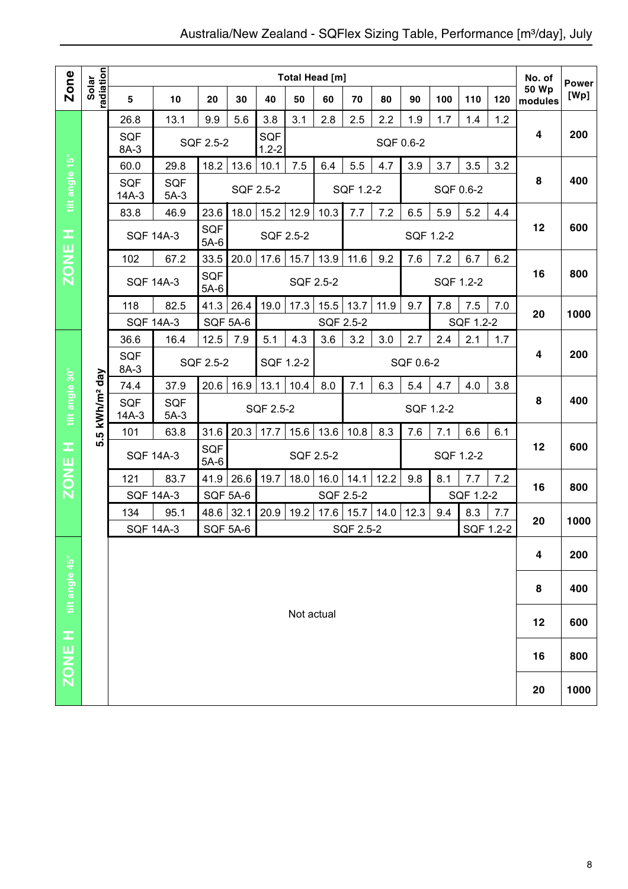# Australia/New Zealand - SQFlex Sizing Table, Performance [m³/day], July

| Zone | Solar radiation | Total Head [m] 5 | 10 | 20 | 30 | 40 | 50 | 60 | 70 | 80 | 90 | 100 | 110 | 120 | No. of 50 Wp modules | Power [Wp] |
|---|---|---|---|---|---|---|---|---|---|---|---|---|---|---|---|---|
| ZONE H tilt angle 15° | 5.5 kWh/m² day | 26.8 | 13.1 | 9.9 | 5.6 | 3.8 | 3.1 | 2.8 | 2.5 | 2.2 | 1.9 | 1.7 | 1.4 | 1.2 | 4 | 200 |
| | | SQF 8A-3 | SQF 2.5-2 | | | SQF 1.2-2 | SQF 0.6-2 | | | | | | | | | |
| | | 60.0 | 29.8 | 18.2 | 13.6 | 10.1 | 7.5 | 6.4 | 5.5 | 4.7 | 3.9 | 3.7 | 3.5 | 3.2 | 8 | 400 |
| | | SQF 14A-3 | SQF 5A-3 | SQF 2.5-2 | | | | SQF 1.2-2 | | | SQF 0.6-2 | | | | | |
| | | 83.8 | 46.9 | 23.6 | 18.0 | 15.2 | 12.9 | 10.3 | 7.7 | 7.2 | 6.5 | 5.9 | 5.2 | 4.4 | 12 | 600 |
| | | SQF 14A-3 | | SQF 5A-6 | SQF 2.5-2 | | | | SQF 1.2-2 | | | | | | | |
| | | 102 | 67.2 | 33.5 | 20.0 | 17.6 | 15.7 | 13.9 | 11.6 | 9.2 | 7.6 | 7.2 | 6.7 | 6.2 | 16 | 800 |
| | | SQF 14A-3 | | SQF 5A-6 | SQF 2.5-2 | | | | | | SQF 1.2-2 | | | | | |
| | | 118 | 82.5 | 41.3 | 26.4 | 19.0 | 17.3 | 15.5 | 13.7 | 11.9 | 9.7 | 7.8 | 7.5 | 7.0 | 20 | 1000 |
| | | SQF 14A-3 | | SQF 5A-6 | | SQF 2.5-2 | | | | | | SQF 1.2-2 | | | | |
| ZONE H tilt angle 30° | 5.5 kWh/m² day | 36.6 | 16.4 | 12.5 | 7.9 | 5.1 | 4.3 | 3.6 | 3.2 | 3.0 | 2.7 | 2.4 | 2.1 | 1.7 | 4 | 200 |
| | | SQF 8A-3 | SQF 2.5-2 | | | SQF 1.2-2 | | SQF 0.6-2 | | | | | | | | |
| | | 74.4 | 37.9 | 20.6 | 16.9 | 13.1 | 10.4 | 8.0 | 7.1 | 6.3 | 5.4 | 4.7 | 4.0 | 3.8 | 8 | 400 |
| | | SQF 14A-3 | SQF 5A-3 | SQF 2.5-2 | | | | | SQF 1.2-2 | | | | | | | |
| | | 101 | 63.8 | 31.6 | 20.3 | 17.7 | 15.6 | 13.6 | 10.8 | 8.3 | 7.6 | 7.1 | 6.6 | 6.1 | 12 | 600 |
| | | SQF 14A-3 | | SQF 5A-6 | SQF 2.5-2 | | | | | | SQF 1.2-2 | | | | | |
| | | 121 | 83.7 | 41.9 | 26.6 | 19.7 | 18.0 | 16.0 | 14.1 | 12.2 | 9.8 | 8.1 | 7.7 | 7.2 | 16 | 800 |
| | | SQF 14A-3 | | SQF 5A-6 | | SQF 2.5-2 | | | | | | SQF 1.2-2 | | | | |
| | | 134 | 95.1 | 48.6 | 32.1 | 20.9 | 19.2 | 17.6 | 15.7 | 14.0 | 12.3 | 9.4 | 8.3 | 7.7 | 20 | 1000 |
| | | SQF 14A-3 | | SQF 5A-6 | | SQF 2.5-2 | | | | | | | SQF 1.2-2 | | | |
| ZONE H tilt angle 45° | | Not actual | | | | | | | | | | | | | 4 | 200 |
| | | | | | | | | | | | | | | | 8 | 400 |
| | | | | | | | | | | | | | | | 12 | 600 |
| | | | | | | | | | | | | | | | 16 | 800 |
| | | | | | | | | | | | | | | | 20 | 1000 |